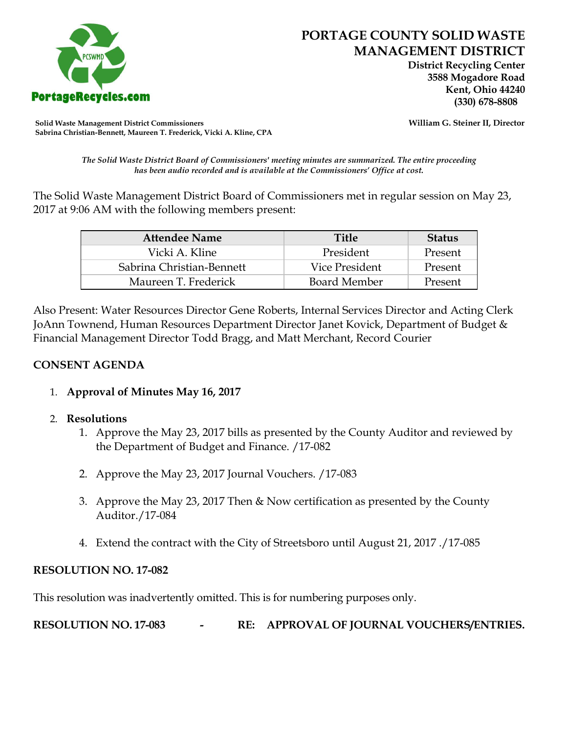# PORTAGE COUNTY SOLID WASTE MANAGEMENT DISTRICT

**District Recycling Center**
**3588 Mogadore Road**
**Kent, Ohio 44240**
**(330) 678-8808**

PortageRecycles.com

**Solid Waste Management District Commissioners**
**Sabrina Christian-Bennett, Maureen T. Frederick, Vicki A. Kline, CPA**

**William G. Steiner II, Director**

*The Solid Waste District Board of Commissioners' meeting minutes are summarized. The entire proceeding has been audio recorded and is available at the Commissioners' Office at cost.*

The Solid Waste Management District Board of Commissioners met in regular session on May 23, 2017 at 9:06 AM with the following members present:

| Attendee Name | Title | Status |
|---|---|---|
| Vicki A. Kline | President | Present |
| Sabrina Christian-Bennett | Vice President | Present |
| Maureen T. Frederick | Board Member | Present |

Also Present: Water Resources Director Gene Roberts, Internal Services Director and Acting Clerk JoAnn Townend, Human Resources Department Director Janet Kovick, Department of Budget & Financial Management Director Todd Bragg, and Matt Merchant, Record Courier

## CONSENT AGENDA

1. **Approval of Minutes May 16, 2017**

2. **Resolutions**
   1. Approve the May 23, 2017 bills as presented by the County Auditor and reviewed by the Department of Budget and Finance. /17-082
   2. Approve the May 23, 2017 Journal Vouchers. /17-083
   3. Approve the May 23, 2017 Then & Now certification as presented by the County Auditor./17-084
   4. Extend the contract with the City of Streetsboro until August 21, 2017 ./17-085

**RESOLUTION NO. 17-082**

This resolution was inadvertently omitted. This is for numbering purposes only.

**RESOLUTION NO. 17-083 - RE: APPROVAL OF JOURNAL VOUCHERS/ENTRIES.**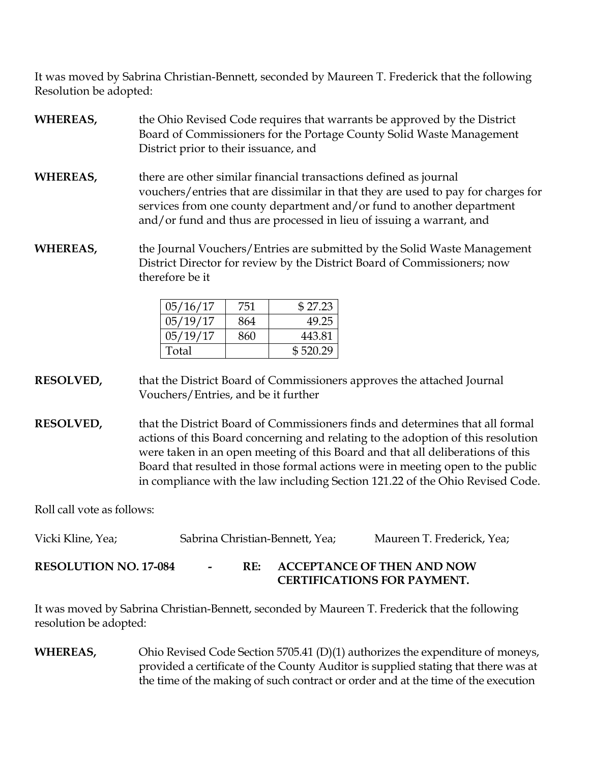It was moved by Sabrina Christian-Bennett, seconded by Maureen T. Frederick that the following Resolution be adopted:

**WHEREAS,** the Ohio Revised Code requires that warrants be approved by the District Board of Commissioners for the Portage County Solid Waste Management District prior to their issuance, and

**WHEREAS,** there are other similar financial transactions defined as journal vouchers/entries that are dissimilar in that they are used to pay for charges for services from one county department and/or fund to another department and/or fund and thus are processed in lieu of issuing a warrant, and

**WHEREAS,** the Journal Vouchers/Entries are submitted by the Solid Waste Management District Director for review by the District Board of Commissioners; now therefore be it

| | | |
|---|---|---|
| 05/16/17 | 751 | $ 27.23 |
| 05/19/17 | 864 | 49.25 |
| 05/19/17 | 860 | 443.81 |
| Total | | $ 520.29 |

**RESOLVED,** that the District Board of Commissioners approves the attached Journal Vouchers/Entries, and be it further

**RESOLVED,** that the District Board of Commissioners finds and determines that all formal actions of this Board concerning and relating to the adoption of this resolution were taken in an open meeting of this Board and that all deliberations of this Board that resulted in those formal actions were in meeting open to the public in compliance with the law including Section 121.22 of the Ohio Revised Code.

Roll call vote as follows:

Vicki Kline, Yea; Sabrina Christian-Bennett, Yea; Maureen T. Frederick, Yea;

**RESOLUTION NO. 17-084 - RE: ACCEPTANCE OF THEN AND NOW CERTIFICATIONS FOR PAYMENT.**

It was moved by Sabrina Christian-Bennett, seconded by Maureen T. Frederick that the following resolution be adopted:

**WHEREAS,** Ohio Revised Code Section 5705.41 (D)(1) authorizes the expenditure of moneys, provided a certificate of the County Auditor is supplied stating that there was at the time of the making of such contract or order and at the time of the execution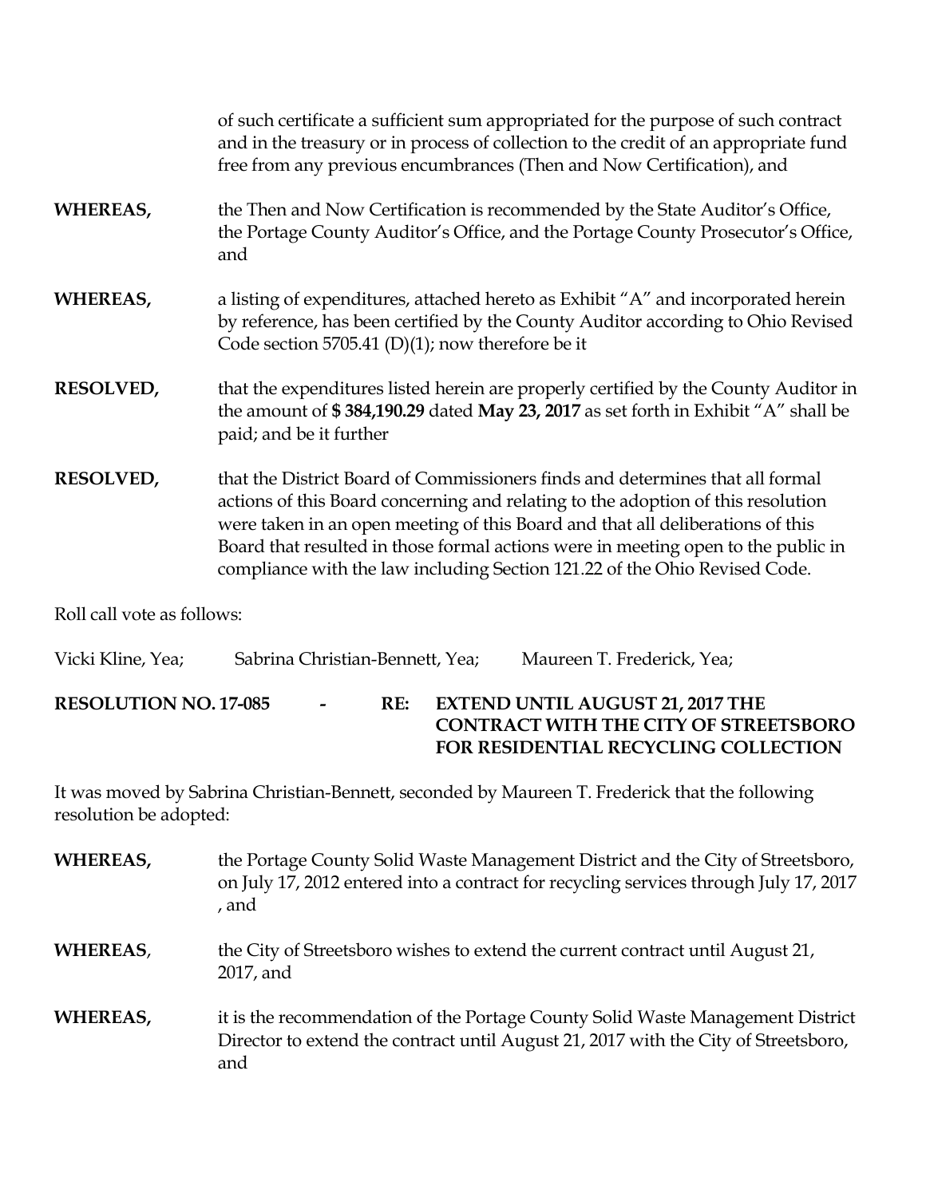of such certificate a sufficient sum appropriated for the purpose of such contract and in the treasury or in process of collection to the credit of an appropriate fund free from any previous encumbrances (Then and Now Certification), and

**WHEREAS,** the Then and Now Certification is recommended by the State Auditor's Office, the Portage County Auditor's Office, and the Portage County Prosecutor's Office, and

**WHEREAS,** a listing of expenditures, attached hereto as Exhibit "A" and incorporated herein by reference, has been certified by the County Auditor according to Ohio Revised Code section 5705.41 (D)(1); now therefore be it

**RESOLVED,** that the expenditures listed herein are properly certified by the County Auditor in the amount of **$ 384,190.29** dated **May 23, 2017** as set forth in Exhibit "A" shall be paid; and be it further

**RESOLVED,** that the District Board of Commissioners finds and determines that all formal actions of this Board concerning and relating to the adoption of this resolution were taken in an open meeting of this Board and that all deliberations of this Board that resulted in those formal actions were in meeting open to the public in compliance with the law including Section 121.22 of the Ohio Revised Code.

Roll call vote as follows:

Vicki Kline, Yea; Sabrina Christian-Bennett, Yea; Maureen T. Frederick, Yea;

**RESOLUTION NO. 17-085 - RE: EXTEND UNTIL AUGUST 21, 2017 THE CONTRACT WITH THE CITY OF STREETSBORO FOR RESIDENTIAL RECYCLING COLLECTION**

It was moved by Sabrina Christian-Bennett, seconded by Maureen T. Frederick that the following resolution be adopted:

**WHEREAS,** the Portage County Solid Waste Management District and the City of Streetsboro, on July 17, 2012 entered into a contract for recycling services through July 17, 2017 , and

**WHEREAS**, the City of Streetsboro wishes to extend the current contract until August 21, 2017, and

**WHEREAS,** it is the recommendation of the Portage County Solid Waste Management District Director to extend the contract until August 21, 2017 with the City of Streetsboro, and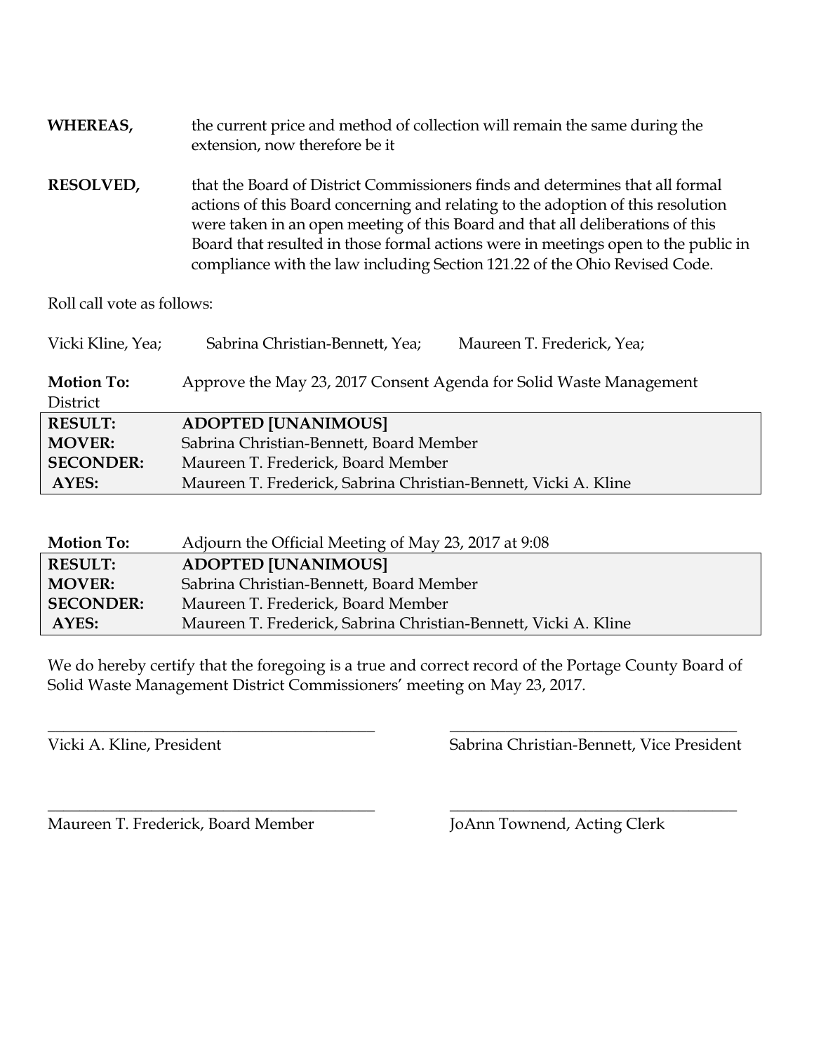**WHEREAS,** the current price and method of collection will remain the same during the extension, now therefore be it

**RESOLVED,** that the Board of District Commissioners finds and determines that all formal actions of this Board concerning and relating to the adoption of this resolution were taken in an open meeting of this Board and that all deliberations of this Board that resulted in those formal actions were in meetings open to the public in compliance with the law including Section 121.22 of the Ohio Revised Code.

Roll call vote as follows:

Vicki Kline, Yea; Sabrina Christian-Bennett, Yea; Maureen T. Frederick, Yea;

**Motion To:** Approve the May 23, 2017 Consent Agenda for Solid Waste Management District

| | |
|---|---|
| **RESULT:** | **ADOPTED [UNANIMOUS]** |
| **MOVER:** | Sabrina Christian-Bennett, Board Member |
| **SECONDER:** | Maureen T. Frederick, Board Member |
| **AYES:** | Maureen T. Frederick, Sabrina Christian-Bennett, Vicki A. Kline |

**Motion To:** Adjourn the Official Meeting of May 23, 2017 at 9:08

| | |
|---|---|
| **RESULT:** | **ADOPTED [UNANIMOUS]** |
| **MOVER:** | Sabrina Christian-Bennett, Board Member |
| **SECONDER:** | Maureen T. Frederick, Board Member |
| **AYES:** | Maureen T. Frederick, Sabrina Christian-Bennett, Vicki A. Kline |

We do hereby certify that the foregoing is a true and correct record of the Portage County Board of Solid Waste Management District Commissioners' meeting on May 23, 2017.

\_\_\_\_\_\_\_\_\_\_\_\_\_\_\_\_\_\_\_\_\_\_\_\_\_\_\_\_\_\_\_\_\_\_\_\_\_\_\_\_
Vicki A. Kline, President

\_\_\_\_\_\_\_\_\_\_\_\_\_\_\_\_\_\_\_\_\_\_\_\_\_\_\_\_\_\_\_\_\_\_\_\_\_\_\_\_
Sabrina Christian-Bennett, Vice President

\_\_\_\_\_\_\_\_\_\_\_\_\_\_\_\_\_\_\_\_\_\_\_\_\_\_\_\_\_\_\_\_\_\_\_\_\_\_\_\_
Maureen T. Frederick, Board Member

\_\_\_\_\_\_\_\_\_\_\_\_\_\_\_\_\_\_\_\_\_\_\_\_\_\_\_\_\_\_\_\_\_\_\_\_\_\_\_\_
JoAnn Townend, Acting Clerk